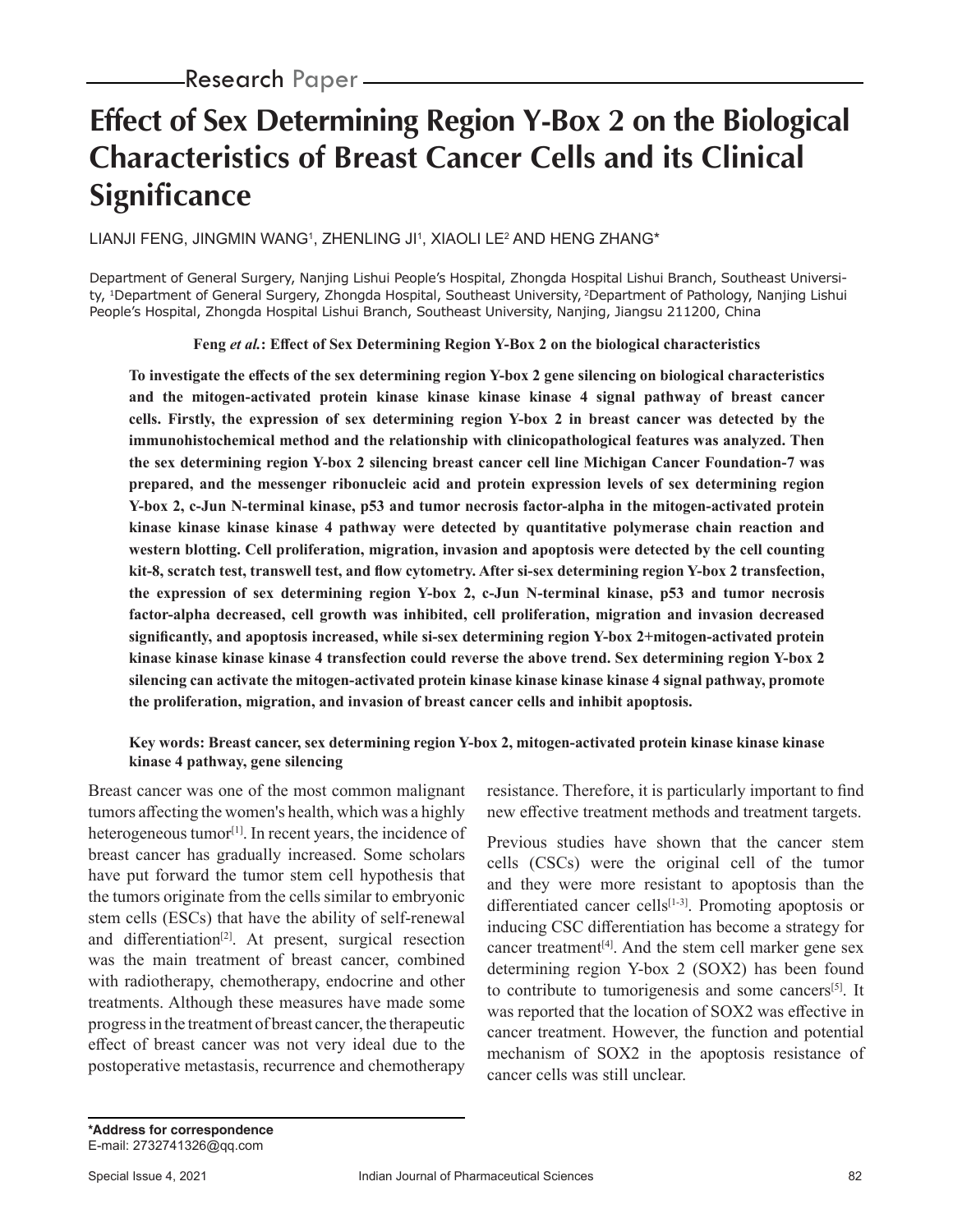Research Paper

# Effect of Sex Determining Region Y-Box 2 on the Biological Characteristics of Breast Cancer Cells and its Clinical Significance

LIANJI FENG, JINGMIN WANG[1], ZHENLING JI[1], XIAOLI LE[2] AND HENG ZHANG*

Department of General Surgery, Nanjing Lishui People's Hospital, Zhongda Hospital Lishui Branch, Southeast University, [1]Department of General Surgery, Zhongda Hospital, Southeast University, [2]Department of Pathology, Nanjing Lishui People's Hospital, Zhongda Hospital Lishui Branch, Southeast University, Nanjing, Jiangsu 211200, China

**Feng *et al.*: Effect of Sex Determining Region Y-Box 2 on the biological characteristics**

**To investigate the effects of the sex determining region Y-box 2 gene silencing on biological characteristics and the mitogen-activated protein kinase kinase kinase kinase 4 signal pathway of breast cancer cells. Firstly, the expression of sex determining region Y-box 2 in breast cancer was detected by the immunohistochemical method and the relationship with clinicopathological features was analyzed. Then the sex determining region Y-box 2 silencing breast cancer cell line Michigan Cancer Foundation-7 was prepared, and the messenger ribonucleic acid and protein expression levels of sex determining region Y-box 2, c-Jun N-terminal kinase, p53 and tumor necrosis factor-alpha in the mitogen-activated protein kinase kinase kinase kinase 4 pathway were detected by quantitative polymerase chain reaction and western blotting. Cell proliferation, migration, invasion and apoptosis were detected by the cell counting kit-8, scratch test, transwell test, and flow cytometry. After si-sex determining region Y-box 2 transfection, the expression of sex determining region Y-box 2, c-Jun N-terminal kinase, p53 and tumor necrosis factor-alpha decreased, cell growth was inhibited, cell proliferation, migration and invasion decreased significantly, and apoptosis increased, while si-sex determining region Y-box 2+mitogen-activated protein kinase kinase kinase kinase 4 transfection could reverse the above trend. Sex determining region Y-box 2 silencing can activate the mitogen-activated protein kinase kinase kinase kinase 4 signal pathway, promote the proliferation, migration, and invasion of breast cancer cells and inhibit apoptosis.**

**Key words: Breast cancer, sex determining region Y-box 2, mitogen-activated protein kinase kinase kinase kinase 4 pathway, gene silencing**

Breast cancer was one of the most common malignant tumors affecting the women's health, which was a highly heterogeneous tumor[1]. In recent years, the incidence of breast cancer has gradually increased. Some scholars have put forward the tumor stem cell hypothesis that the tumors originate from the cells similar to embryonic stem cells (ESCs) that have the ability of self-renewal and differentiation[2]. At present, surgical resection was the main treatment of breast cancer, combined with radiotherapy, chemotherapy, endocrine and other treatments. Although these measures have made some progress in the treatment of breast cancer, the therapeutic effect of breast cancer was not very ideal due to the postoperative metastasis, recurrence and chemotherapy resistance. Therefore, it is particularly important to find new effective treatment methods and treatment targets.

Previous studies have shown that the cancer stem cells (CSCs) were the original cell of the tumor and they were more resistant to apoptosis than the differentiated cancer cells[1-3]. Promoting apoptosis or inducing CSC differentiation has become a strategy for cancer treatment[4]. And the stem cell marker gene sex determining region Y-box 2 (SOX2) has been found to contribute to tumorigenesis and some cancers[5]. It was reported that the location of SOX2 was effective in cancer treatment. However, the function and potential mechanism of SOX2 in the apoptosis resistance of cancer cells was still unclear.

**\*Address for correspondence**
E-mail: 2732741326@qq.com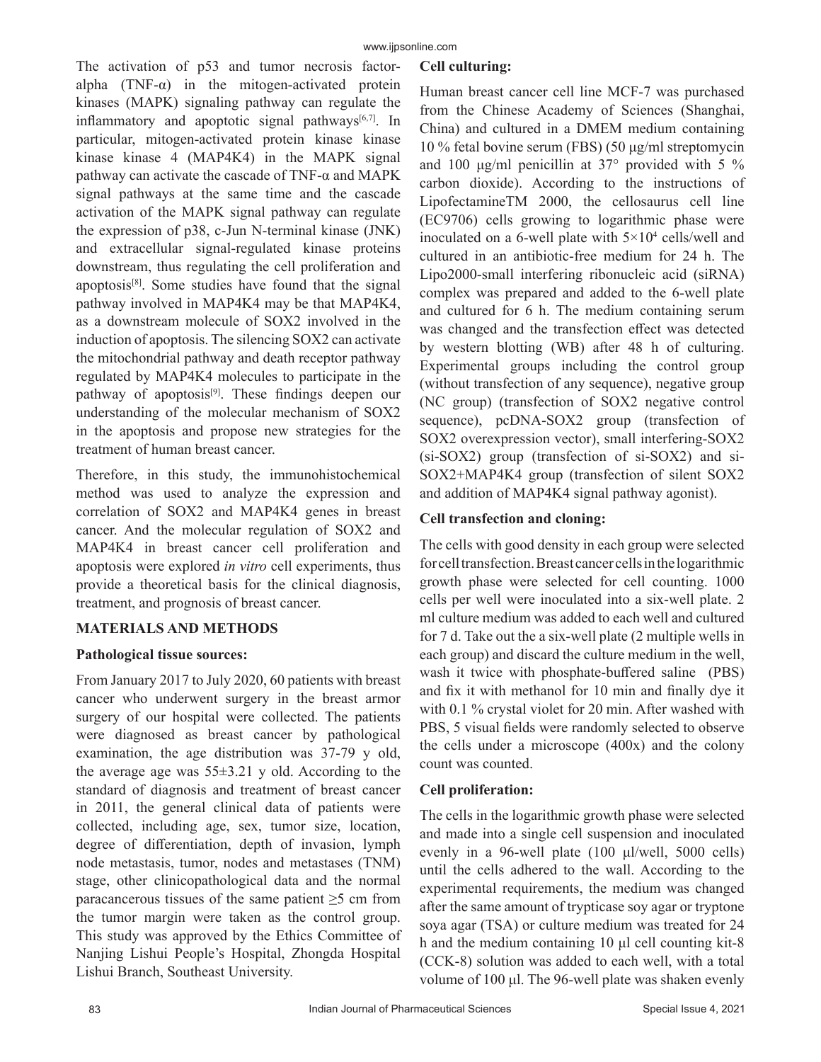The activation of p53 and tumor necrosis factor-alpha (TNF-α) in the mitogen-activated protein kinases (MAPK) signaling pathway can regulate the inflammatory and apoptotic signal pathways[6,7]. In particular, mitogen-activated protein kinase kinase kinase kinase 4 (MAP4K4) in the MAPK signal pathway can activate the cascade of TNF-α and MAPK signal pathways at the same time and the cascade activation of the MAPK signal pathway can regulate the expression of p38, c-Jun N-terminal kinase (JNK) and extracellular signal-regulated kinase proteins downstream, thus regulating the cell proliferation and apoptosis[8]. Some studies have found that the signal pathway involved in MAP4K4 may be that MAP4K4, as a downstream molecule of SOX2 involved in the induction of apoptosis. The silencing SOX2 can activate the mitochondrial pathway and death receptor pathway regulated by MAP4K4 molecules to participate in the pathway of apoptosis[9]. These findings deepen our understanding of the molecular mechanism of SOX2 in the apoptosis and propose new strategies for the treatment of human breast cancer.

Therefore, in this study, the immunohistochemical method was used to analyze the expression and correlation of SOX2 and MAP4K4 genes in breast cancer. And the molecular regulation of SOX2 and MAP4K4 in breast cancer cell proliferation and apoptosis were explored *in vitro* cell experiments, thus provide a theoretical basis for the clinical diagnosis, treatment, and prognosis of breast cancer.

## MATERIALS AND METHODS

### Pathological tissue sources:

From January 2017 to July 2020, 60 patients with breast cancer who underwent surgery in the breast armor surgery of our hospital were collected. The patients were diagnosed as breast cancer by pathological examination, the age distribution was 37-79 y old, the average age was 55±3.21 y old. According to the standard of diagnosis and treatment of breast cancer in 2011, the general clinical data of patients were collected, including age, sex, tumor size, location, degree of differentiation, depth of invasion, lymph node metastasis, tumor, nodes and metastases (TNM) stage, other clinicopathological data and the normal paracancerous tissues of the same patient ≥5 cm from the tumor margin were taken as the control group. This study was approved by the Ethics Committee of Nanjing Lishui People's Hospital, Zhongda Hospital Lishui Branch, Southeast University.

### Cell culturing:

Human breast cancer cell line MCF-7 was purchased from the Chinese Academy of Sciences (Shanghai, China) and cultured in a DMEM medium containing 10 % fetal bovine serum (FBS) (50 μg/ml streptomycin and 100 μg/ml penicillin at 37° provided with 5 % carbon dioxide). According to the instructions of LipofectamineTM 2000, the cellosaurus cell line (EC9706) cells growing to logarithmic phase were inoculated on a 6-well plate with $5\times10^4$ cells/well and cultured in an antibiotic-free medium for 24 h. The Lipo2000-small interfering ribonucleic acid (siRNA) complex was prepared and added to the 6-well plate and cultured for 6 h. The medium containing serum was changed and the transfection effect was detected by western blotting (WB) after 48 h of culturing. Experimental groups including the control group (without transfection of any sequence), negative group (NC group) (transfection of SOX2 negative control sequence), pcDNA-SOX2 group (transfection of SOX2 overexpression vector), small interfering-SOX2 (si-SOX2) group (transfection of si-SOX2) and si-SOX2+MAP4K4 group (transfection of silent SOX2 and addition of MAP4K4 signal pathway agonist).

### Cell transfection and cloning:

The cells with good density in each group were selected for cell transfection. Breast cancer cells in the logarithmic growth phase were selected for cell counting. 1000 cells per well were inoculated into a six-well plate. 2 ml culture medium was added to each well and cultured for 7 d. Take out the a six-well plate (2 multiple wells in each group) and discard the culture medium in the well, wash it twice with phosphate-buffered saline (PBS) and fix it with methanol for 10 min and finally dye it with 0.1 % crystal violet for 20 min. After washed with PBS, 5 visual fields were randomly selected to observe the cells under a microscope (400x) and the colony count was counted.

### Cell proliferation:

The cells in the logarithmic growth phase were selected and made into a single cell suspension and inoculated evenly in a 96-well plate (100 μl/well, 5000 cells) until the cells adhered to the wall. According to the experimental requirements, the medium was changed after the same amount of trypticase soy agar or tryptone soya agar (TSA) or culture medium was treated for 24 h and the medium containing 10 μl cell counting kit-8 (CCK-8) solution was added to each well, with a total volume of 100 μl. The 96-well plate was shaken evenly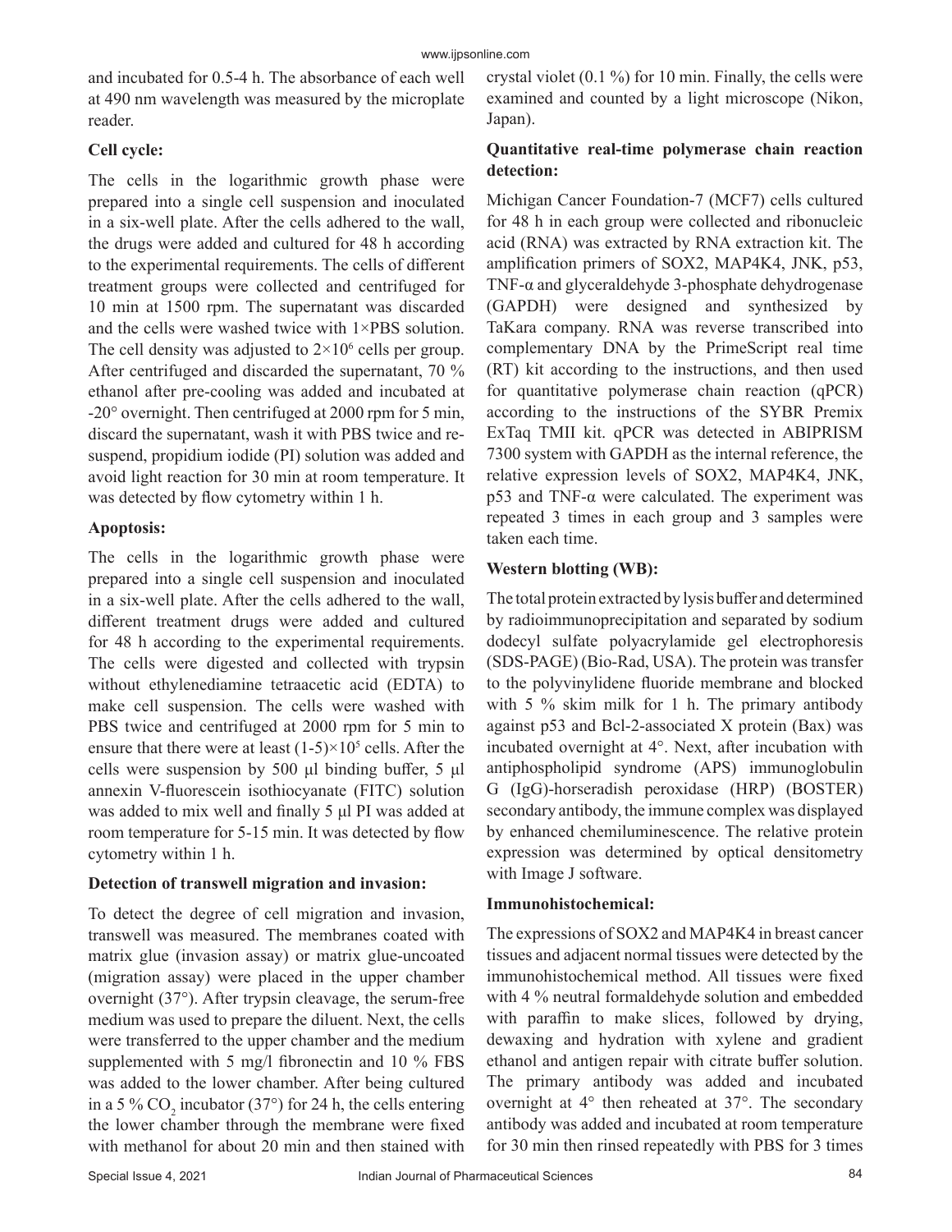and incubated for 0.5-4 h. The absorbance of each well at 490 nm wavelength was measured by the microplate reader.

**Cell cycle:**

The cells in the logarithmic growth phase were prepared into a single cell suspension and inoculated in a six-well plate. After the cells adhered to the wall, the drugs were added and cultured for 48 h according to the experimental requirements. The cells of different treatment groups were collected and centrifuged for 10 min at 1500 rpm. The supernatant was discarded and the cells were washed twice with 1×PBS solution. The cell density was adjusted to $2\times10^6$ cells per group. After centrifuged and discarded the supernatant, 70 % ethanol after pre-cooling was added and incubated at -20° overnight. Then centrifuged at 2000 rpm for 5 min, discard the supernatant, wash it with PBS twice and re-suspend, propidium iodide (PI) solution was added and avoid light reaction for 30 min at room temperature. It was detected by flow cytometry within 1 h.

**Apoptosis:**

The cells in the logarithmic growth phase were prepared into a single cell suspension and inoculated in a six-well plate. After the cells adhered to the wall, different treatment drugs were added and cultured for 48 h according to the experimental requirements. The cells were digested and collected with trypsin without ethylenediamine tetraacetic acid (EDTA) to make cell suspension. The cells were washed with PBS twice and centrifuged at 2000 rpm for 5 min to ensure that there were at least $(1\text{-}5)\times10^5$ cells. After the cells were suspension by 500 µl binding buffer, 5 µl annexin V-fluorescein isothiocyanate (FITC) solution was added to mix well and finally 5 µl PI was added at room temperature for 5-15 min. It was detected by flow cytometry within 1 h.

**Detection of transwell migration and invasion:**

To detect the degree of cell migration and invasion, transwell was measured. The membranes coated with matrix glue (invasion assay) or matrix glue-uncoated (migration assay) were placed in the upper chamber overnight (37°). After trypsin cleavage, the serum-free medium was used to prepare the diluent. Next, the cells were transferred to the upper chamber and the medium supplemented with 5 mg/l fibronectin and 10 % FBS was added to the lower chamber. After being cultured in a 5 % $CO_2$ incubator (37°) for 24 h, the cells entering the lower chamber through the membrane were fixed with methanol for about 20 min and then stained with crystal violet (0.1 %) for 10 min. Finally, the cells were examined and counted by a light microscope (Nikon, Japan).

**Quantitative real-time polymerase chain reaction detection:**

Michigan Cancer Foundation-7 (MCF7) cells cultured for 48 h in each group were collected and ribonucleic acid (RNA) was extracted by RNA extraction kit. The amplification primers of SOX2, MAP4K4, JNK, p53, TNF-α and glyceraldehyde 3-phosphate dehydrogenase (GAPDH) were designed and synthesized by TaKara company. RNA was reverse transcribed into complementary DNA by the PrimeScript real time (RT) kit according to the instructions, and then used for quantitative polymerase chain reaction (qPCR) according to the instructions of the SYBR Premix ExTaq TMII kit. qPCR was detected in ABIPRISM 7300 system with GAPDH as the internal reference, the relative expression levels of SOX2, MAP4K4, JNK, p53 and TNF-α were calculated. The experiment was repeated 3 times in each group and 3 samples were taken each time.

**Western blotting (WB):**

The total protein extracted by lysis buffer and determined by radioimmunoprecipitation and separated by sodium dodecyl sulfate polyacrylamide gel electrophoresis (SDS-PAGE) (Bio-Rad, USA). The protein was transfer to the polyvinylidene fluoride membrane and blocked with 5 % skim milk for 1 h. The primary antibody against p53 and Bcl-2-associated X protein (Bax) was incubated overnight at 4°. Next, after incubation with antiphospholipid syndrome (APS) immunoglobulin G (IgG)-horseradish peroxidase (HRP) (BOSTER) secondary antibody, the immune complex was displayed by enhanced chemiluminescence. The relative protein expression was determined by optical densitometry with Image J software.

**Immunohistochemical:**

The expressions of SOX2 and MAP4K4 in breast cancer tissues and adjacent normal tissues were detected by the immunohistochemical method. All tissues were fixed with 4 % neutral formaldehyde solution and embedded with paraffin to make slices, followed by drying, dewaxing and hydration with xylene and gradient ethanol and antigen repair with citrate buffer solution. The primary antibody was added and incubated overnight at 4° then reheated at 37°. The secondary antibody was added and incubated at room temperature for 30 min then rinsed repeatedly with PBS for 3 times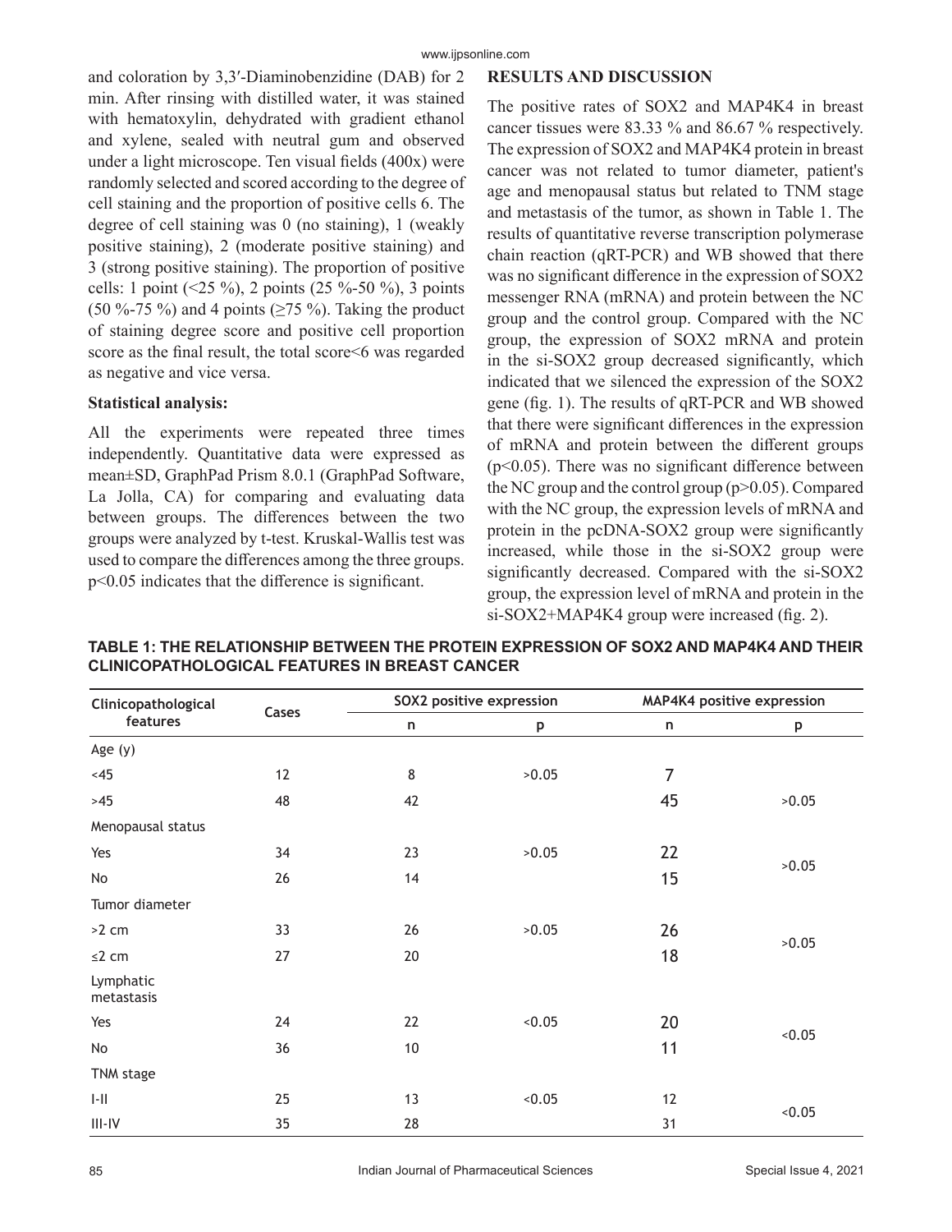and coloration by 3,3′-Diaminobenzidine (DAB) for 2 min. After rinsing with distilled water, it was stained with hematoxylin, dehydrated with gradient ethanol and xylene, sealed with neutral gum and observed under a light microscope. Ten visual fields (400x) were randomly selected and scored according to the degree of cell staining and the proportion of positive cells 6. The degree of cell staining was 0 (no staining), 1 (weakly positive staining), 2 (moderate positive staining) and 3 (strong positive staining). The proportion of positive cells: 1 point (<25 %), 2 points (25 %-50 %), 3 points (50 %-75 %) and 4 points (≥75 %). Taking the product of staining degree score and positive cell proportion score as the final result, the total score<6 was regarded as negative and vice versa.

**Statistical analysis:**

All the experiments were repeated three times independently. Quantitative data were expressed as mean±SD, GraphPad Prism 8.0.1 (GraphPad Software, La Jolla, CA) for comparing and evaluating data between groups. The differences between the two groups were analyzed by t-test. Kruskal-Wallis test was used to compare the differences among the three groups. $p<0.05$ indicates that the difference is significant.

## RESULTS AND DISCUSSION

The positive rates of SOX2 and MAP4K4 in breast cancer tissues were 83.33 % and 86.67 % respectively. The expression of SOX2 and MAP4K4 protein in breast cancer was not related to tumor diameter, patient's age and menopausal status but related to TNM stage and metastasis of the tumor, as shown in Table 1. The results of quantitative reverse transcription polymerase chain reaction (qRT-PCR) and WB showed that there was no significant difference in the expression of SOX2 messenger RNA (mRNA) and protein between the NC group and the control group. Compared with the NC group, the expression of SOX2 mRNA and protein in the si-SOX2 group decreased significantly, which indicated that we silenced the expression of the SOX2 gene (fig. 1). The results of qRT-PCR and WB showed that there were significant differences in the expression of mRNA and protein between the different groups ($p<0.05$). There was no significant difference between the NC group and the control group ($p>0.05$). Compared with the NC group, the expression levels of mRNA and protein in the pcDNA-SOX2 group were significantly increased, while those in the si-SOX2 group were significantly decreased. Compared with the si-SOX2 group, the expression level of mRNA and protein in the si-SOX2+MAP4K4 group were increased (fig. 2).

**TABLE 1: THE RELATIONSHIP BETWEEN THE PROTEIN EXPRESSION OF SOX2 AND MAP4K4 AND THEIR CLINICOPATHOLOGICAL FEATURES IN BREAST CANCER**

| Clinicopathological features | Cases | SOX2 positive expression | | MAP4K4 positive expression | |
|---|---|---|---|---|---|
| | | n | p | n | p |
| Age (y) | | | | | |
| <45 | 12 | 8 | >0.05 | 7 | >0.05 |
| >45 | 48 | 42 | | 45 | |
| Menopausal status | | | | | |
| Yes | 34 | 23 | >0.05 | 22 | >0.05 |
| No | 26 | 14 | | 15 | |
| Tumor diameter | | | | | |
| >2 cm | 33 | 26 | >0.05 | 26 | >0.05 |
| ≤2 cm | 27 | 20 | | 18 | |
| Lymphatic metastasis | | | | | |
| Yes | 24 | 22 | <0.05 | 20 | <0.05 |
| No | 36 | 10 | | 11 | |
| TNM stage | | | | | |
| I-II | 25 | 13 | <0.05 | 12 | <0.05 |
| III-IV | 35 | 28 | | 31 | |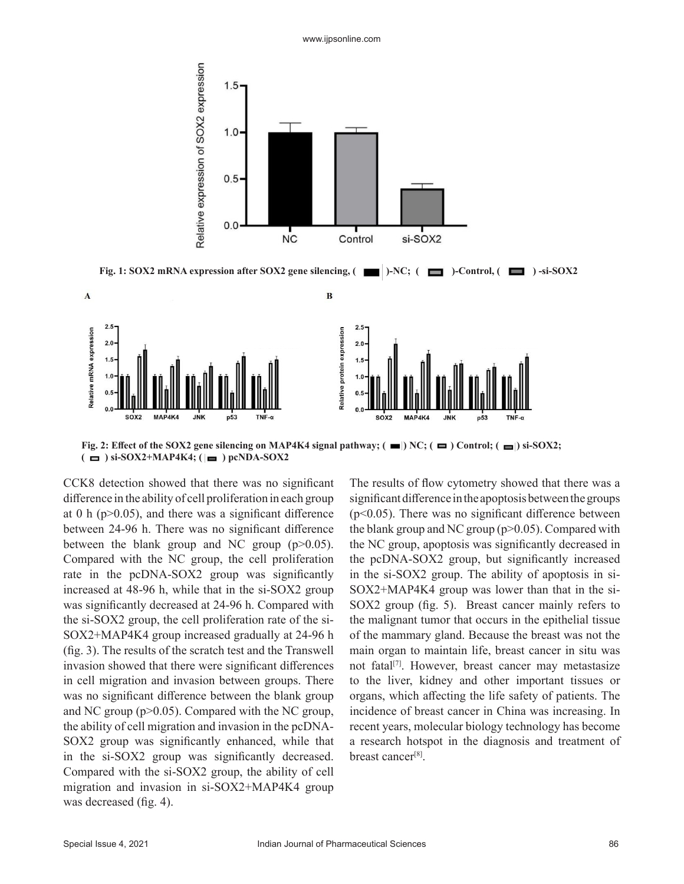Fig. 1: SOX2 mRNA expression after SOX2 gene silencing, ( )-NC; ( )-Control, ( ) -si-SOX2

Fig. 2: Effect of the SOX2 gene silencing on MAP4K4 signal pathway; ( ) NC; ( ) Control; ( ) si-SOX2; ( ) si-SOX2+MAP4K4; ( ) pcNDA-SOX2

CCK8 detection showed that there was no significant difference in the ability of cell proliferation in each group at 0 h ($p>0.05$), and there was a significant difference between 24-96 h. There was no significant difference between the blank group and NC group ($p>0.05$). Compared with the NC group, the cell proliferation rate in the pcDNA-SOX2 group was significantly increased at 48-96 h, while that in the si-SOX2 group was significantly decreased at 24-96 h. Compared with the si-SOX2 group, the cell proliferation rate of the si-SOX2+MAP4K4 group increased gradually at 24-96 h (fig. 3). The results of the scratch test and the Transwell invasion showed that there were significant differences in cell migration and invasion between groups. There was no significant difference between the blank group and NC group ($p>0.05$). Compared with the NC group, the ability of cell migration and invasion in the pcDNA-SOX2 group was significantly enhanced, while that in the si-SOX2 group was significantly decreased. Compared with the si-SOX2 group, the ability of cell migration and invasion in si-SOX2+MAP4K4 group was decreased (fig. 4).

The results of flow cytometry showed that there was a significant difference in the apoptosis between the groups ($p<0.05$). There was no significant difference between the blank group and NC group ($p>0.05$). Compared with the NC group, apoptosis was significantly decreased in the pcDNA-SOX2 group, but significantly increased in the si-SOX2 group. The ability of apoptosis in si-SOX2+MAP4K4 group was lower than that in the si-SOX2 group (fig. 5). Breast cancer mainly refers to the malignant tumor that occurs in the epithelial tissue of the mammary gland. Because the breast was not the main organ to maintain life, breast cancer in situ was not fatal[7]. However, breast cancer may metastasize to the liver, kidney and other important tissues or organs, which affecting the life safety of patients. The incidence of breast cancer in China was increasing. In recent years, molecular biology technology has become a research hotspot in the diagnosis and treatment of breast cancer[8].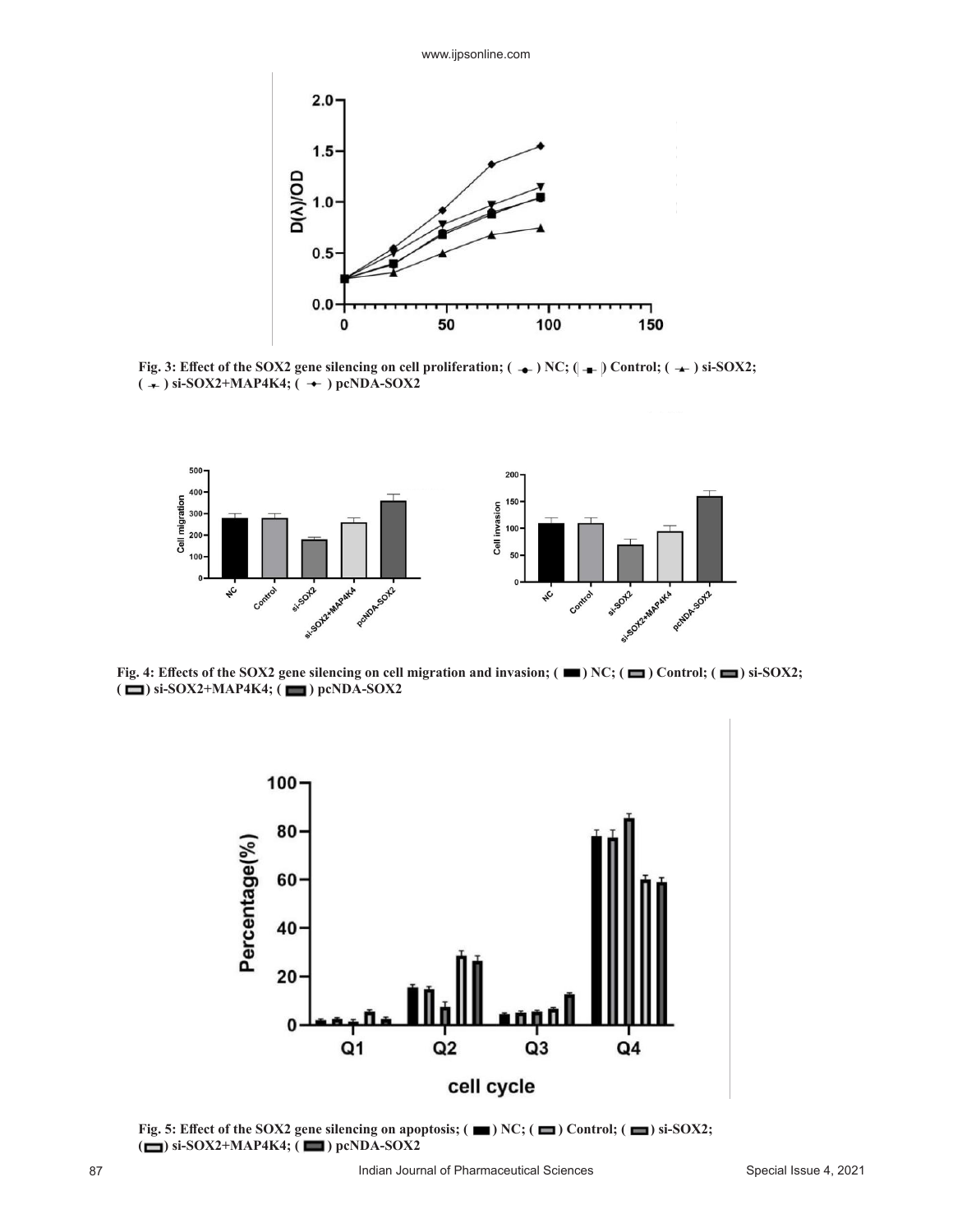Fig. 3: Effect of the SOX2 gene silencing on cell proliferation; ( ) NC; ( ) Control; ( ) si-SOX2; ( ) si-SOX2+MAP4K4; ( ) pcNDA-SOX2

Fig. 4: Effects of the SOX2 gene silencing on cell migration and invasion; ( ) NC; ( ) Control; ( ) si-SOX2; ( ) si-SOX2+MAP4K4; ( ) pcNDA-SOX2

Fig. 5: Effect of the SOX2 gene silencing on apoptosis; ( ) NC; ( ) Control; ( ) si-SOX2; ( ) si-SOX2+MAP4K4; ( ) pcNDA-SOX2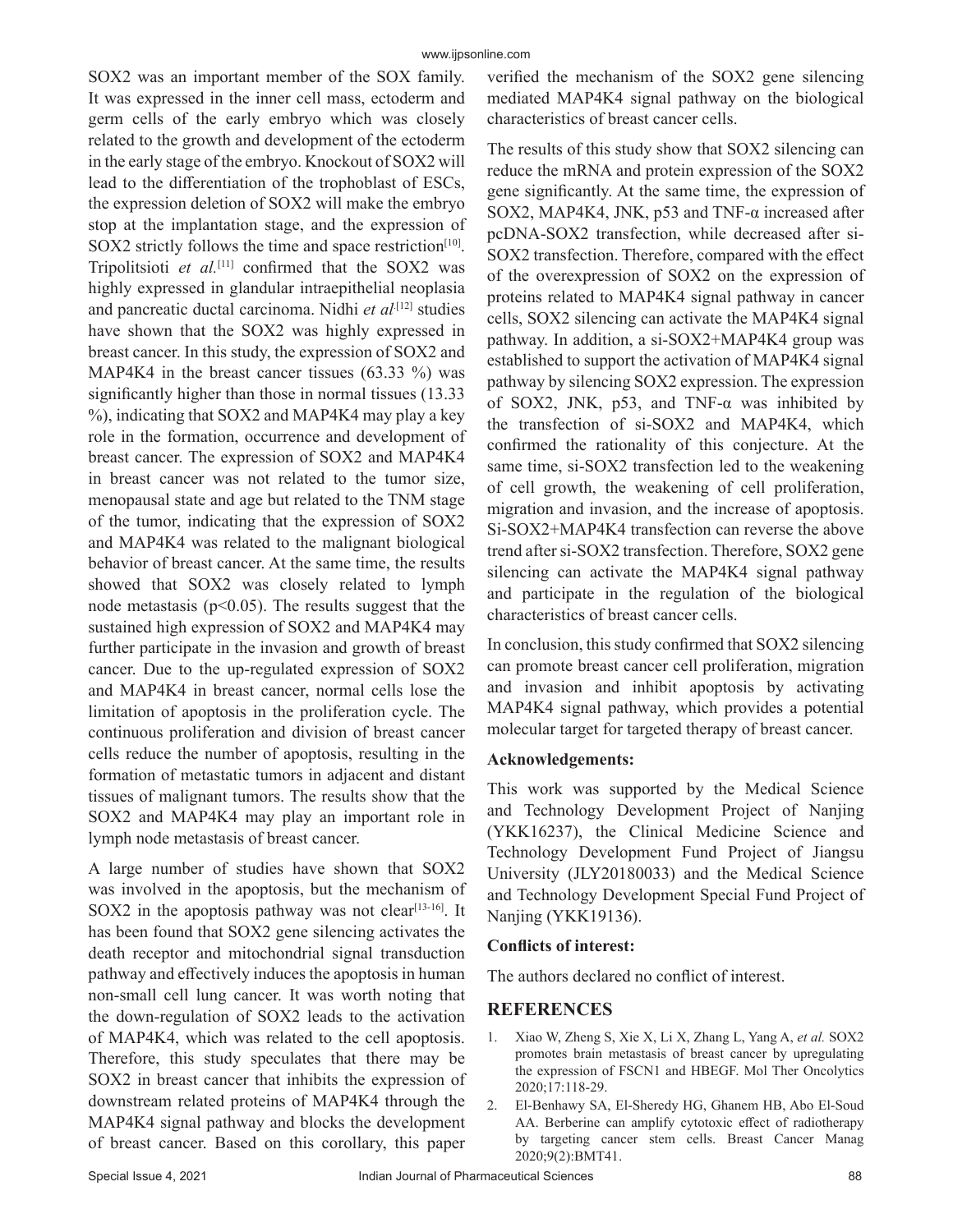SOX2 was an important member of the SOX family. It was expressed in the inner cell mass, ectoderm and germ cells of the early embryo which was closely related to the growth and development of the ectoderm in the early stage of the embryo. Knockout of SOX2 will lead to the differentiation of the trophoblast of ESCs, the expression deletion of SOX2 will make the embryo stop at the implantation stage, and the expression of SOX2 strictly follows the time and space restriction[10]. Tripolitsioti *et al.*[11] confirmed that the SOX2 was highly expressed in glandular intraepithelial neoplasia and pancreatic ductal carcinoma. Nidhi *et al.*[12] studies have shown that the SOX2 was highly expressed in breast cancer. In this study, the expression of SOX2 and MAP4K4 in the breast cancer tissues (63.33 %) was significantly higher than those in normal tissues (13.33 %), indicating that SOX2 and MAP4K4 may play a key role in the formation, occurrence and development of breast cancer. The expression of SOX2 and MAP4K4 in breast cancer was not related to the tumor size, menopausal state and age but related to the TNM stage of the tumor, indicating that the expression of SOX2 and MAP4K4 was related to the malignant biological behavior of breast cancer. At the same time, the results showed that SOX2 was closely related to lymph node metastasis ($p<0.05$). The results suggest that the sustained high expression of SOX2 and MAP4K4 may further participate in the invasion and growth of breast cancer. Due to the up-regulated expression of SOX2 and MAP4K4 in breast cancer, normal cells lose the limitation of apoptosis in the proliferation cycle. The continuous proliferation and division of breast cancer cells reduce the number of apoptosis, resulting in the formation of metastatic tumors in adjacent and distant tissues of malignant tumors. The results show that the SOX2 and MAP4K4 may play an important role in lymph node metastasis of breast cancer.

A large number of studies have shown that SOX2 was involved in the apoptosis, but the mechanism of SOX2 in the apoptosis pathway was not clear[13-16]. It has been found that SOX2 gene silencing activates the death receptor and mitochondrial signal transduction pathway and effectively induces the apoptosis in human non-small cell lung cancer. It was worth noting that the down-regulation of SOX2 leads to the activation of MAP4K4, which was related to the cell apoptosis. Therefore, this study speculates that there may be SOX2 in breast cancer that inhibits the expression of downstream related proteins of MAP4K4 through the MAP4K4 signal pathway and blocks the development of breast cancer. Based on this corollary, this paper verified the mechanism of the SOX2 gene silencing mediated MAP4K4 signal pathway on the biological characteristics of breast cancer cells.

The results of this study show that SOX2 silencing can reduce the mRNA and protein expression of the SOX2 gene significantly. At the same time, the expression of SOX2, MAP4K4, JNK, p53 and TNF-α increased after pcDNA-SOX2 transfection, while decreased after si-SOX2 transfection. Therefore, compared with the effect of the overexpression of SOX2 on the expression of proteins related to MAP4K4 signal pathway in cancer cells, SOX2 silencing can activate the MAP4K4 signal pathway. In addition, a si-SOX2+MAP4K4 group was established to support the activation of MAP4K4 signal pathway by silencing SOX2 expression. The expression of SOX2, JNK, p53, and TNF-α was inhibited by the transfection of si-SOX2 and MAP4K4, which confirmed the rationality of this conjecture. At the same time, si-SOX2 transfection led to the weakening of cell growth, the weakening of cell proliferation, migration and invasion, and the increase of apoptosis. Si-SOX2+MAP4K4 transfection can reverse the above trend after si-SOX2 transfection. Therefore, SOX2 gene silencing can activate the MAP4K4 signal pathway and participate in the regulation of the biological characteristics of breast cancer cells.

In conclusion, this study confirmed that SOX2 silencing can promote breast cancer cell proliferation, migration and invasion and inhibit apoptosis by activating MAP4K4 signal pathway, which provides a potential molecular target for targeted therapy of breast cancer.

**Acknowledgements:**

This work was supported by the Medical Science and Technology Development Project of Nanjing (YKK16237), the Clinical Medicine Science and Technology Development Fund Project of Jiangsu University (JLY20180033) and the Medical Science and Technology Development Special Fund Project of Nanjing (YKK19136).

**Conflicts of interest:**

The authors declared no conflict of interest.

## REFERENCES

1. Xiao W, Zheng S, Xie X, Li X, Zhang L, Yang A, *et al.* SOX2 promotes brain metastasis of breast cancer by upregulating the expression of FSCN1 and HBEGF. Mol Ther Oncolytics 2020;17:118-29.
2. El-Benhawy SA, El-Sheredy HG, Ghanem HB, Abo El-Soud AA. Berberine can amplify cytotoxic effect of radiotherapy by targeting cancer stem cells. Breast Cancer Manag 2020;9(2):BMT41.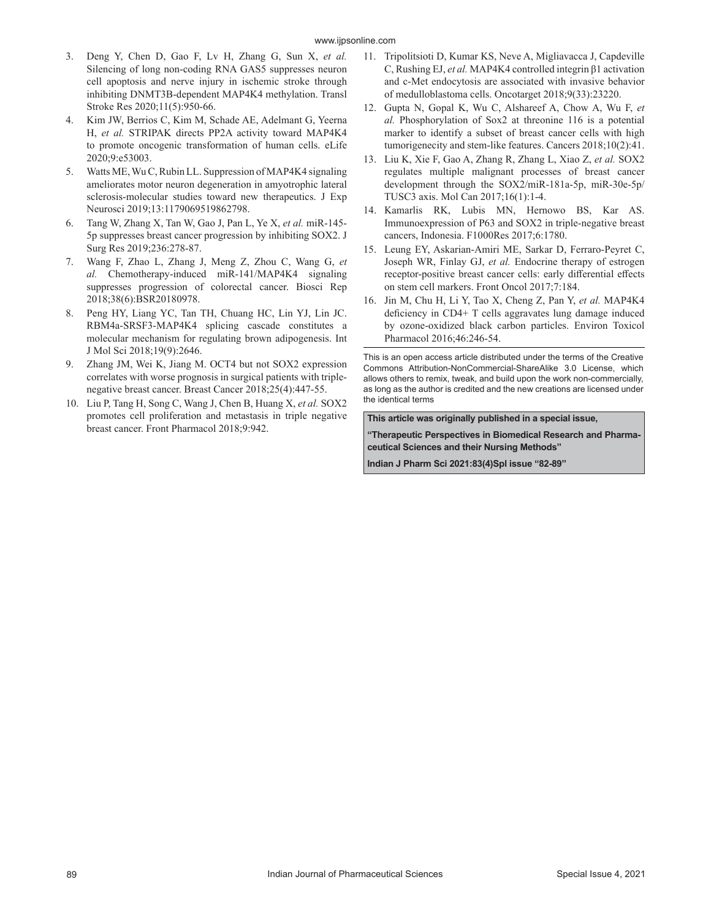3. Deng Y, Chen D, Gao F, Lv H, Zhang G, Sun X, *et al.* Silencing of long non-coding RNA GAS5 suppresses neuron cell apoptosis and nerve injury in ischemic stroke through inhibiting DNMT3B-dependent MAP4K4 methylation. Transl Stroke Res 2020;11(5):950-66.

4. Kim JW, Berrios C, Kim M, Schade AE, Adelmant G, Yeerna H, *et al.* STRIPAK directs PP2A activity toward MAP4K4 to promote oncogenic transformation of human cells. eLife 2020;9:e53003.

5. Watts ME, Wu C, Rubin LL. Suppression of MAP4K4 signaling ameliorates motor neuron degeneration in amyotrophic lateral sclerosis-molecular studies toward new therapeutics. J Exp Neurosci 2019;13:1179069519862798.

6. Tang W, Zhang X, Tan W, Gao J, Pan L, Ye X, *et al.* miR-145-5p suppresses breast cancer progression by inhibiting SOX2. J Surg Res 2019;236:278-87.

7. Wang F, Zhao L, Zhang J, Meng Z, Zhou C, Wang G, *et al.* Chemotherapy-induced miR-141/MAP4K4 signaling suppresses progression of colorectal cancer. Biosci Rep 2018;38(6):BSR20180978.

8. Peng HY, Liang YC, Tan TH, Chuang HC, Lin YJ, Lin JC. RBM4a-SRSF3-MAP4K4 splicing cascade constitutes a molecular mechanism for regulating brown adipogenesis. Int J Mol Sci 2018;19(9):2646.

9. Zhang JM, Wei K, Jiang M. OCT4 but not SOX2 expression correlates with worse prognosis in surgical patients with triple-negative breast cancer. Breast Cancer 2018;25(4):447-55.

10. Liu P, Tang H, Song C, Wang J, Chen B, Huang X, *et al.* SOX2 promotes cell proliferation and metastasis in triple negative breast cancer. Front Pharmacol 2018;9:942.

11. Tripolitsioti D, Kumar KS, Neve A, Migliavacca J, Capdeville C, Rushing EJ, *et al.* MAP4K4 controlled integrin β1 activation and c-Met endocytosis are associated with invasive behavior of medulloblastoma cells. Oncotarget 2018;9(33):23220.

12. Gupta N, Gopal K, Wu C, Alshareef A, Chow A, Wu F, *et al.* Phosphorylation of Sox2 at threonine 116 is a potential marker to identify a subset of breast cancer cells with high tumorigenecity and stem-like features. Cancers 2018;10(2):41.

13. Liu K, Xie F, Gao A, Zhang R, Zhang L, Xiao Z, *et al.* SOX2 regulates multiple malignant processes of breast cancer development through the SOX2/miR-181a-5p, miR-30e-5p/TUSC3 axis. Mol Can 2017;16(1):1-4.

14. Kamarlis RK, Lubis MN, Hernowo BS, Kar AS. Immunoexpression of P63 and SOX2 in triple-negative breast cancers, Indonesia. F1000Res 2017;6:1780.

15. Leung EY, Askarian-Amiri ME, Sarkar D, Ferraro-Peyret C, Joseph WR, Finlay GJ, *et al.* Endocrine therapy of estrogen receptor-positive breast cancer cells: early differential effects on stem cell markers. Front Oncol 2017;7:184.

16. Jin M, Chu H, Li Y, Tao X, Cheng Z, Pan Y, *et al.* MAP4K4 deficiency in CD4+ T cells aggravates lung damage induced by ozone-oxidized black carbon particles. Environ Toxicol Pharmacol 2016;46:246-54.

This is an open access article distributed under the terms of the Creative Commons Attribution-NonCommercial-ShareAlike 3.0 License, which allows others to remix, tweak, and build upon the work non-commercially, as long as the author is credited and the new creations are licensed under the identical terms

**This article was originally published in a special issue,**

**"Therapeutic Perspectives in Biomedical Research and Pharmaceutical Sciences and their Nursing Methods"**

**Indian J Pharm Sci 2021:83(4)Spl issue "82-89"**